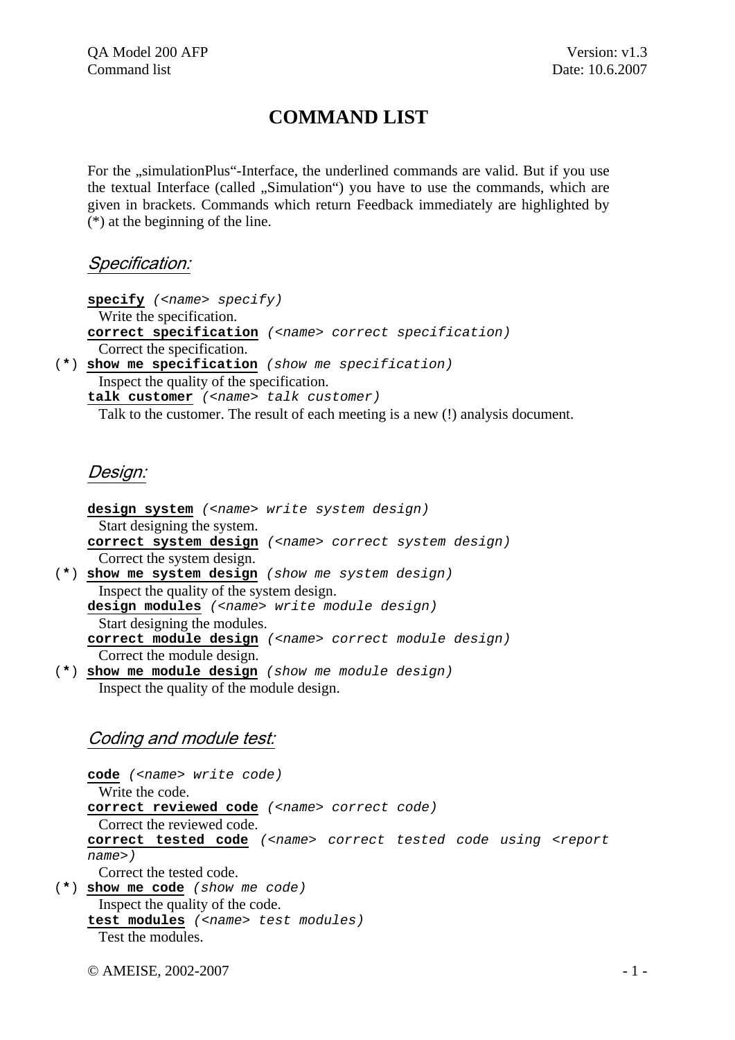# COMMAND LIST

For the „simulationPlus"-Interface, the underlined commands are valid. But if you use the textual Interface (called „Simulation") you have to use the commands, which are given in brackets. Commands which return Feedback immediately are highlighted by (*) at the beginning of the line.

## *Specification:*

**`specify`** *`(<name> specify)`*
Write the specification.

**`correct specification`** *`(<name> correct specification)`*
Correct the specification.

(*) **`show me specification`** *`(show me specification)`*
Inspect the quality of the specification.

**`talk customer`** *`(<name> talk customer)`*
Talk to the customer. The result of each meeting is a new (!) analysis document.

## *Design:*

**`design system`** *`(<name> write system design)`*
Start designing the system.

**`correct system design`** *`(<name> correct system design)`*
Correct the system design.

(*) **`show me system design`** *`(show me system design)`*
Inspect the quality of the system design.

**`design modules`** *`(<name> write module design)`*
Start designing the modules.

**`correct module design`** *`(<name> correct module design)`*
Correct the module design.

(*) **`show me module design`** *`(show me module design)`*
Inspect the quality of the module design.

## *Coding and module test:*

**`code`** *`(<name> write code)`*
Write the code.

**`correct reviewed code`** *`(<name> correct code)`*
Correct the reviewed code.

**`correct tested code`** *`(<name> correct tested code using <report name>)`*
Correct the tested code.

(*) **`show me code`** *`(show me code)`*
Inspect the quality of the code.

**`test modules`** *`(<name> test modules)`*
Test the modules.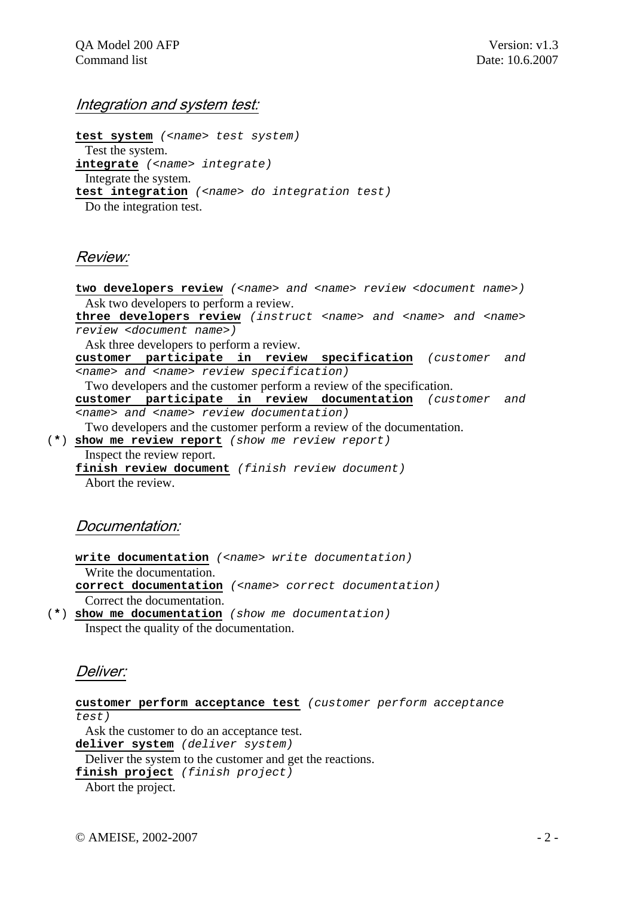## *Integration and system test:*

**test system** *(<name> test system)*
Test the system.
**integrate** *(<name> integrate)*
Integrate the system.
**test integration** *(<name> do integration test)*
Do the integration test.

## *Review:*

**two developers review** *(<name> and <name> review <document name>)*
Ask two developers to perform a review.
**three developers review** *(instruct <name> and <name> and <name> review <document name>)*
Ask three developers to perform a review.
**customer participate in review specification** *(customer and <name> and <name> review specification)*
Two developers and the customer perform a review of the specification.
**customer participate in review documentation** *(customer and <name> and <name> review documentation)*
Two developers and the customer perform a review of the documentation.
(*) **show me review report** *(show me review report)*
Inspect the review report.
**finish review document** *(finish review document)*
Abort the review.

## *Documentation:*

**write documentation** *(<name> write documentation)*
Write the documentation.
**correct documentation** *(<name> correct documentation)*
Correct the documentation.
(*) **show me documentation** *(show me documentation)*
Inspect the quality of the documentation.

## *Deliver:*

**customer perform acceptance test** *(customer perform acceptance test)*
Ask the customer to do an acceptance test.
**deliver system** *(deliver system)*
Deliver the system to the customer and get the reactions.
**finish project** *(finish project)*
Abort the project.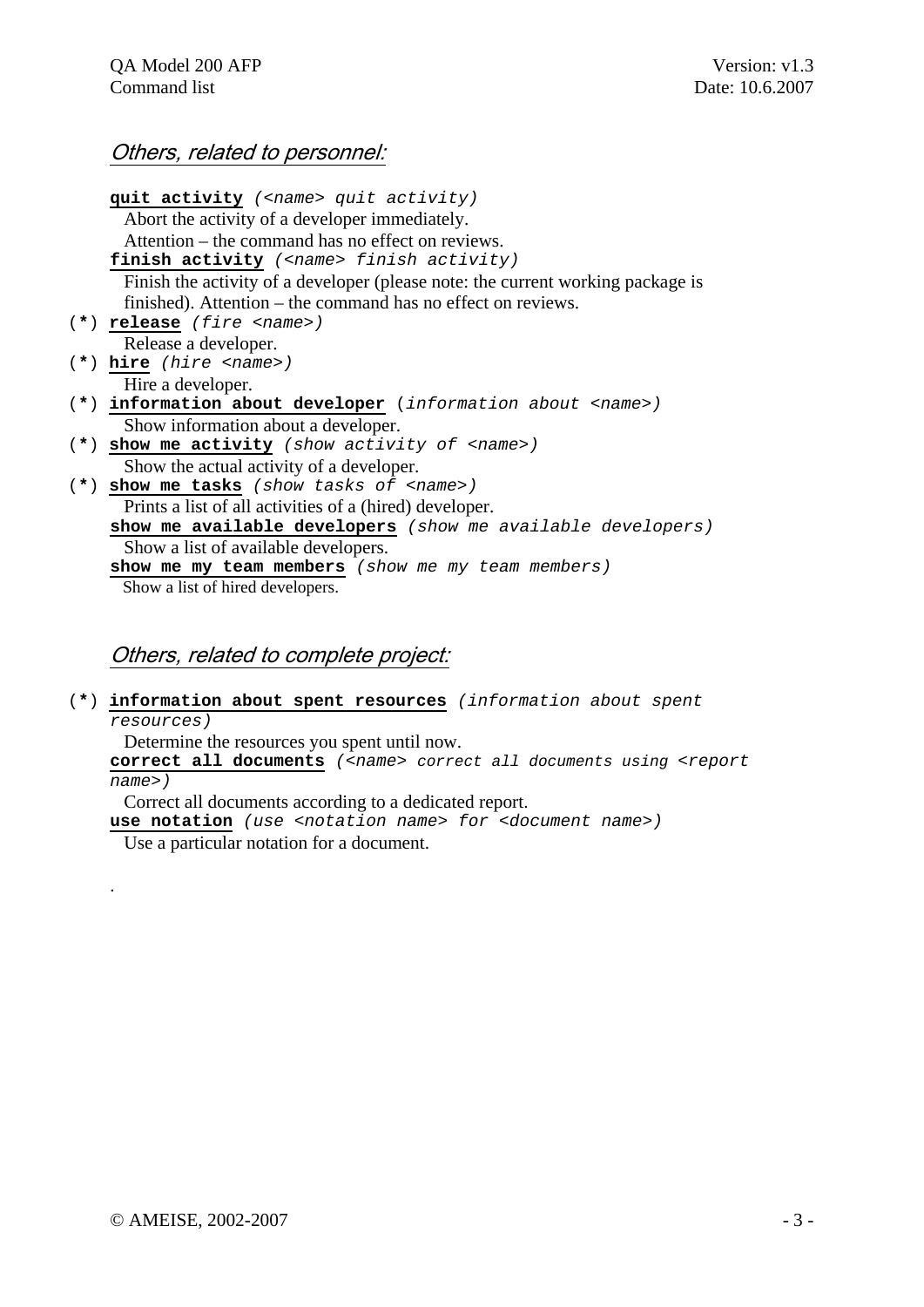## *Others, related to personnel:*

**quit activity** *(<name> quit activity)*
Abort the activity of a developer immediately.
Attention – the command has no effect on reviews.

**finish activity** *(<name> finish activity)*
Finish the activity of a developer (please note: the current working package is finished). Attention – the command has no effect on reviews.

(*) **release** *(fire <name>)*
Release a developer.

(*) **hire** *(hire <name>)*
Hire a developer.

(*) **information about developer** (*information about <name>)*
Show information about a developer.

(*) **show me activity** *(show activity of <name>)*
Show the actual activity of a developer.

(*) **show me tasks** *(show tasks of <name>)*
Prints a list of all activities of a (hired) developer.

**show me available developers** *(show me available developers)*
Show a list of available developers.

**show me my team members** *(show me my team members)*
Show a list of hired developers.

## *Others, related to complete project:*

(*) **information about spent resources** *(information about spent resources)*
Determine the resources you spent until now.

**correct all documents** *(<name> correct all documents using <report name>)*
Correct all documents according to a dedicated report.

**use notation** *(use <notation name> for <document name>)*
Use a particular notation for a document.

.